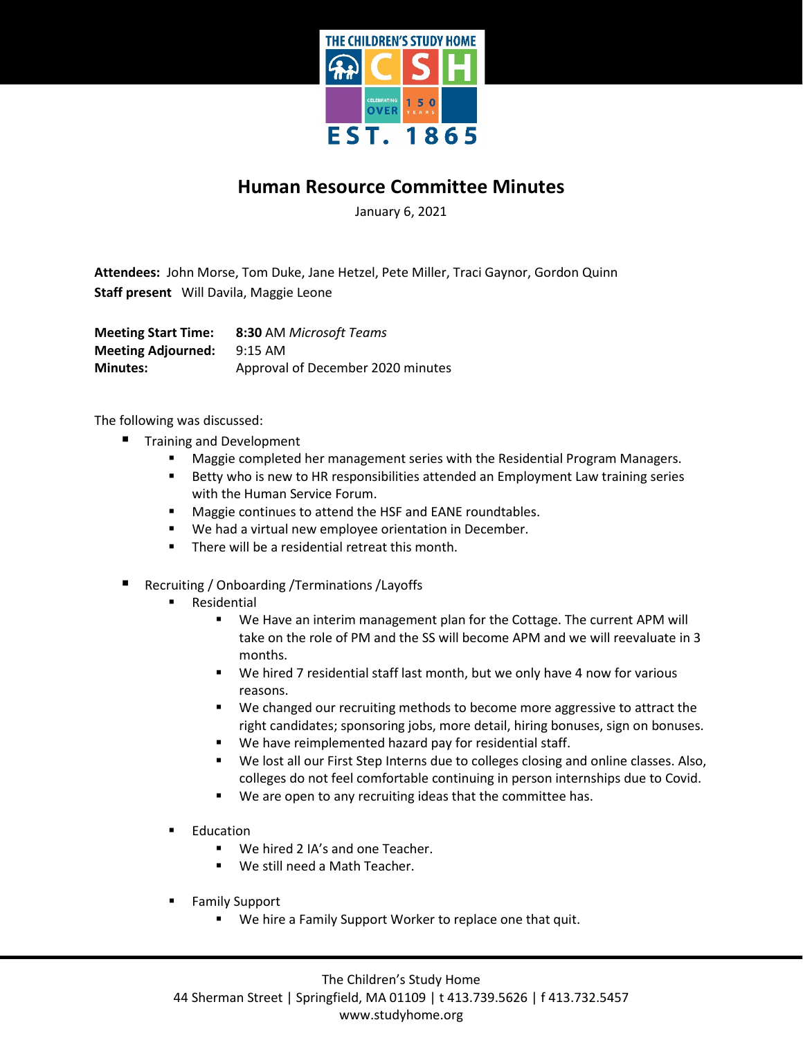# Human Resource Committee Minutes

January 6, 2021

**Attendees:** John Morse, Tom Duke, Jane Hetzel, Pete Miller, Traci Gaynor, Gordon Quinn
**Staff present** Will Davila, Maggie Leone

**Meeting Start Time:** **8:30** AM *Microsoft Teams*
**Meeting Adjourned:** 9:15 AM
**Minutes:** Approval of December 2020 minutes

The following was discussed:

- Training and Development
  - Maggie completed her management series with the Residential Program Managers.
  - Betty who is new to HR responsibilities attended an Employment Law training series with the Human Service Forum.
  - Maggie continues to attend the HSF and EANE roundtables.
  - We had a virtual new employee orientation in December.
  - There will be a residential retreat this month.

- Recruiting / Onboarding /Terminations /Layoffs
  - Residential
    - We Have an interim management plan for the Cottage. The current APM will take on the role of PM and the SS will become APM and we will reevaluate in 3 months.
    - We hired 7 residential staff last month, but we only have 4 now for various reasons.
    - We changed our recruiting methods to become more aggressive to attract the right candidates; sponsoring jobs, more detail, hiring bonuses, sign on bonuses.
    - We have reimplemented hazard pay for residential staff.
    - We lost all our First Step Interns due to colleges closing and online classes. Also, colleges do not feel comfortable continuing in person internships due to Covid.
    - We are open to any recruiting ideas that the committee has.

  - Education
    - We hired 2 IA's and one Teacher.
    - We still need a Math Teacher.

  - Family Support
    - We hire a Family Support Worker to replace one that quit.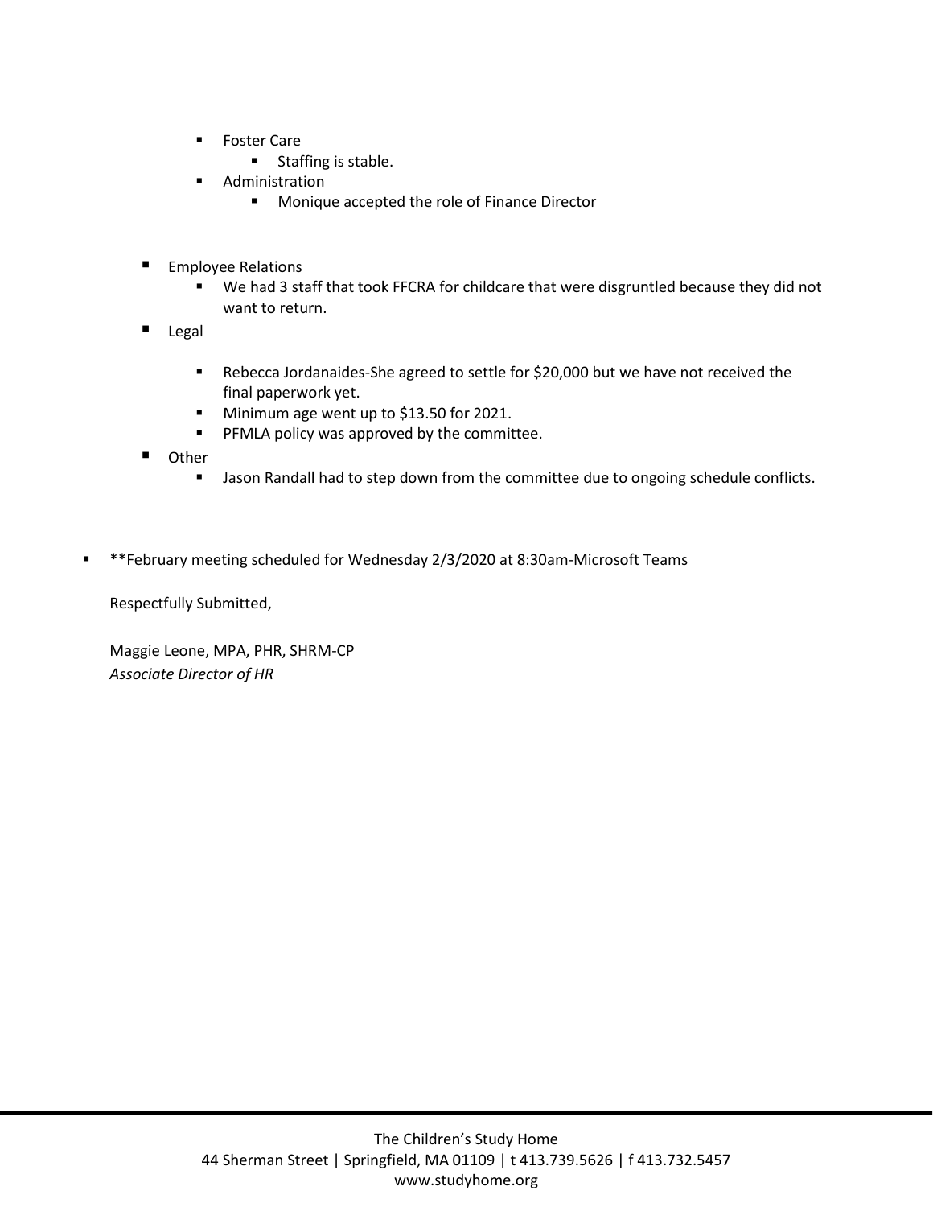- Foster Care
  - Staffing is stable.
- Administration
  - Monique accepted the role of Finance Director

- Employee Relations
  - We had 3 staff that took FFCRA for childcare that were disgruntled because they did not want to return.
- Legal
  - Rebecca Jordanaides-She agreed to settle for $20,000 but we have not received the final paperwork yet.
  - Minimum age went up to $13.50 for 2021.
  - PFMLA policy was approved by the committee.
- Other
  - Jason Randall had to step down from the committee due to ongoing schedule conflicts.

- **February meeting scheduled for Wednesday 2/3/2020 at 8:30am-Microsoft Teams

Respectfully Submitted,

Maggie Leone, MPA, PHR, SHRM-CP
*Associate Director of HR*

The Children's Study Home
44 Sherman Street | Springfield, MA 01109 | t 413.739.5626 | f 413.732.5457
www.studyhome.org